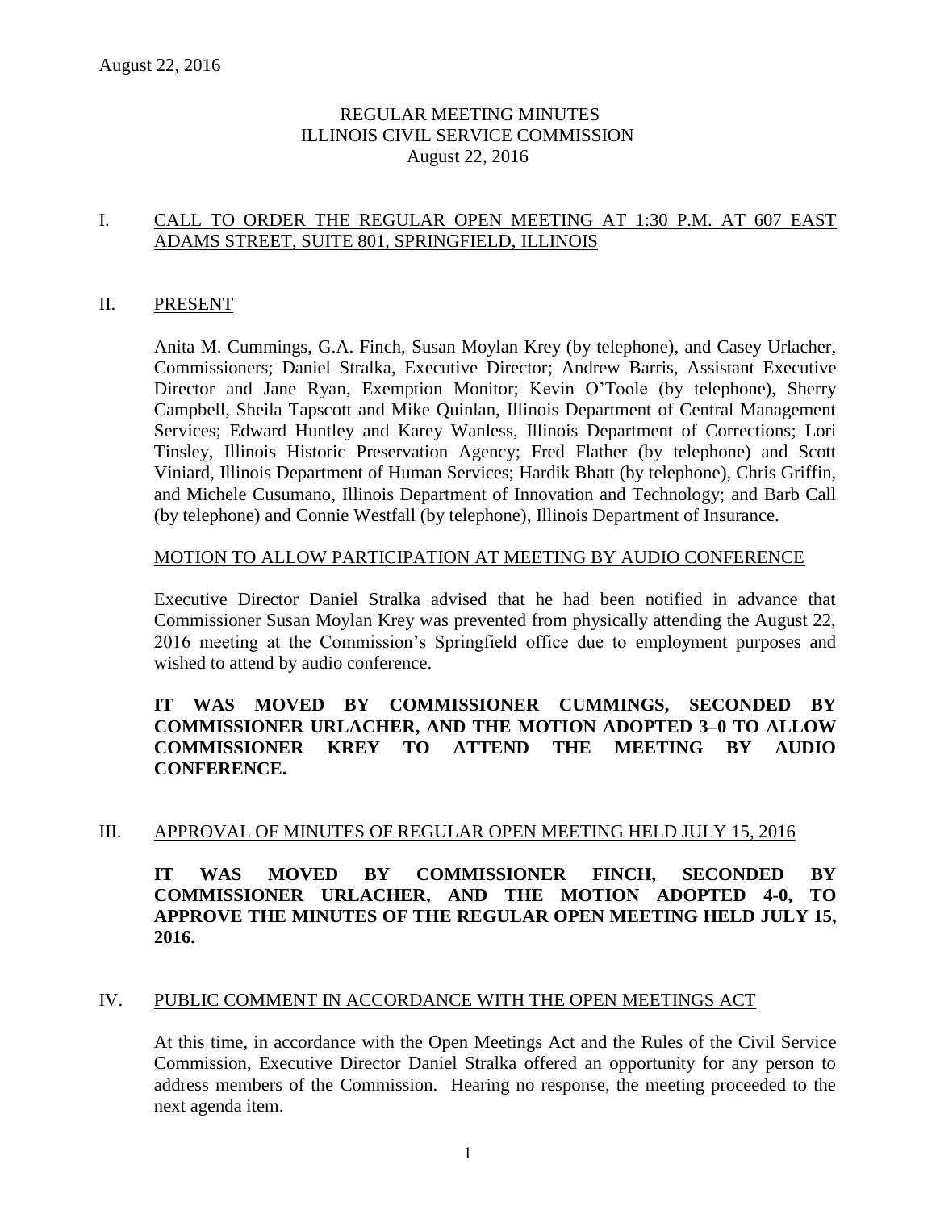REGULAR MEETING MINUTES
ILLINOIS CIVIL SERVICE COMMISSION
August 22, 2016

## I. CALL TO ORDER THE REGULAR OPEN MEETING AT 1:30 P.M. AT 607 EAST ADAMS STREET, SUITE 801, SPRINGFIELD, ILLINOIS

## II. PRESENT

Anita M. Cummings, G.A. Finch, Susan Moylan Krey (by telephone), and Casey Urlacher, Commissioners; Daniel Stralka, Executive Director; Andrew Barris, Assistant Executive Director and Jane Ryan, Exemption Monitor; Kevin O'Toole (by telephone), Sherry Campbell, Sheila Tapscott and Mike Quinlan, Illinois Department of Central Management Services; Edward Huntley and Karey Wanless, Illinois Department of Corrections; Lori Tinsley, Illinois Historic Preservation Agency; Fred Flather (by telephone) and Scott Viniard, Illinois Department of Human Services; Hardik Bhatt (by telephone), Chris Griffin, and Michele Cusumano, Illinois Department of Innovation and Technology; and Barb Call (by telephone) and Connie Westfall (by telephone), Illinois Department of Insurance.

### MOTION TO ALLOW PARTICIPATION AT MEETING BY AUDIO CONFERENCE

Executive Director Daniel Stralka advised that he had been notified in advance that Commissioner Susan Moylan Krey was prevented from physically attending the August 22, 2016 meeting at the Commission's Springfield office due to employment purposes and wished to attend by audio conference.

**IT WAS MOVED BY COMMISSIONER CUMMINGS, SECONDED BY COMMISSIONER URLACHER, AND THE MOTION ADOPTED 3–0 TO ALLOW COMMISSIONER KREY TO ATTEND THE MEETING BY AUDIO CONFERENCE.**

## III. APPROVAL OF MINUTES OF REGULAR OPEN MEETING HELD JULY 15, 2016

**IT WAS MOVED BY COMMISSIONER FINCH, SECONDED BY COMMISSIONER URLACHER, AND THE MOTION ADOPTED 4-0, TO APPROVE THE MINUTES OF THE REGULAR OPEN MEETING HELD JULY 15, 2016.**

## IV. PUBLIC COMMENT IN ACCORDANCE WITH THE OPEN MEETINGS ACT

At this time, in accordance with the Open Meetings Act and the Rules of the Civil Service Commission, Executive Director Daniel Stralka offered an opportunity for any person to address members of the Commission. Hearing no response, the meeting proceeded to the next agenda item.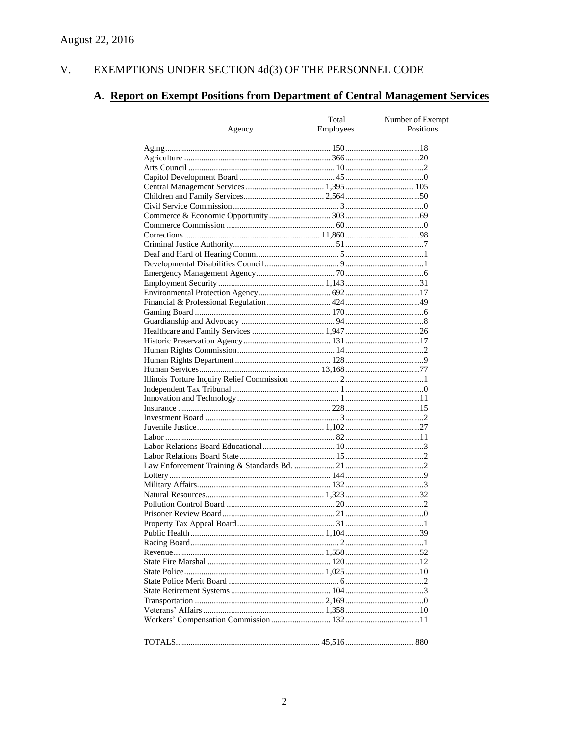August 22, 2016

## V. EXEMPTIONS UNDER SECTION 4d(3) OF THE PERSONNEL CODE

### A. Report on Exempt Positions from Department of Central Management Services

| Agency | Total Employees | Number of Exempt Positions |
|---|---|---|
| Aging | 150 | 18 |
| Agriculture | 366 | 20 |
| Arts Council | 10 | 2 |
| Capitol Development Board | 45 | 0 |
| Central Management Services | 1,395 | 105 |
| Children and Family Services | 2,564 | 50 |
| Civil Service Commission | 3 | 0 |
| Commerce & Economic Opportunity | 303 | 69 |
| Commerce Commission | 60 | 0 |
| Corrections | 11,860 | 98 |
| Criminal Justice Authority | 51 | 7 |
| Deaf and Hard of Hearing Comm. | 5 | 1 |
| Developmental Disabilities Council | 9 | 1 |
| Emergency Management Agency | 70 | 6 |
| Employment Security | 1,143 | 31 |
| Environmental Protection Agency | 692 | 17 |
| Financial & Professional Regulation | 424 | 49 |
| Gaming Board | 170 | 6 |
| Guardianship and Advocacy | 94 | 8 |
| Healthcare and Family Services | 1,947 | 26 |
| Historic Preservation Agency | 131 | 17 |
| Human Rights Commission | 14 | 2 |
| Human Rights Department | 128 | 9 |
| Human Services | 13,168 | 77 |
| Illinois Torture Inquiry Relief Commission | 2 | 1 |
| Independent Tax Tribunal | 1 | 0 |
| Innovation and Technology | 1 | 11 |
| Insurance | 228 | 15 |
| Investment Board | 3 | 2 |
| Juvenile Justice | 1,102 | 27 |
| Labor | 82 | 11 |
| Labor Relations Board Educational | 10 | 3 |
| Labor Relations Board State | 15 | 2 |
| Law Enforcement Training & Standards Bd. | 21 | 2 |
| Lottery | 144 | 9 |
| Military Affairs | 132 | 3 |
| Natural Resources | 1,323 | 32 |
| Pollution Control Board | 20 | 2 |
| Prisoner Review Board | 21 | 0 |
| Property Tax Appeal Board | 31 | 1 |
| Public Health | 1,104 | 39 |
| Racing Board | 2 | 1 |
| Revenue | 1,558 | 52 |
| State Fire Marshal | 120 | 12 |
| State Police | 1,025 | 10 |
| State Police Merit Board | 6 | 2 |
| State Retirement Systems | 104 | 3 |
| Transportation | 2,169 | 0 |
| Veterans' Affairs | 1,358 | 10 |
| Workers' Compensation Commission | 132 | 11 |
| TOTALS | 45,516 | 880 |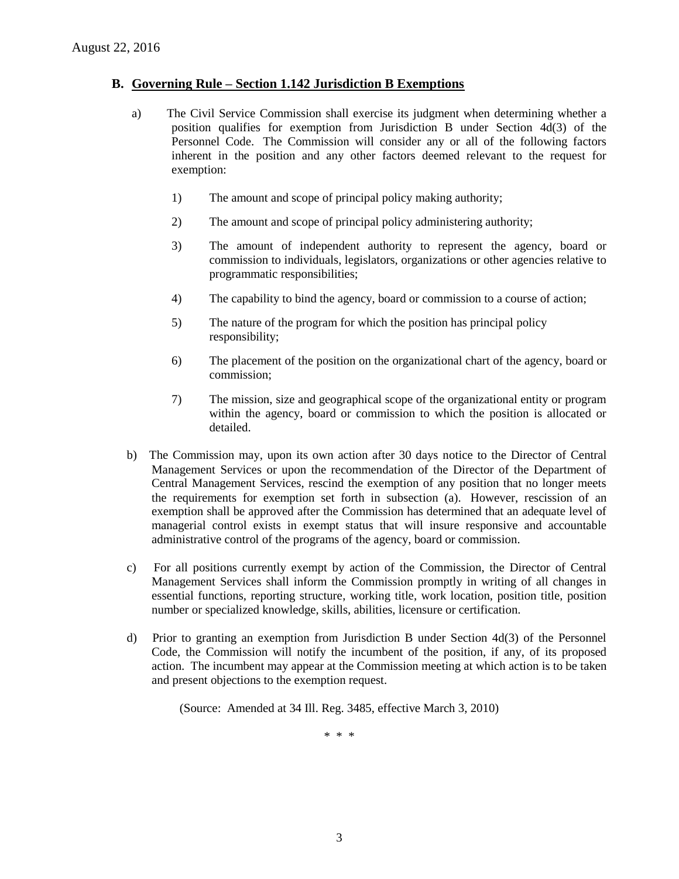## B. Governing Rule – Section 1.142 Jurisdiction B Exemptions

a) The Civil Service Commission shall exercise its judgment when determining whether a position qualifies for exemption from Jurisdiction B under Section 4d(3) of the Personnel Code. The Commission will consider any or all of the following factors inherent in the position and any other factors deemed relevant to the request for exemption:

1) The amount and scope of principal policy making authority;

2) The amount and scope of principal policy administering authority;

3) The amount of independent authority to represent the agency, board or commission to individuals, legislators, organizations or other agencies relative to programmatic responsibilities;

4) The capability to bind the agency, board or commission to a course of action;

5) The nature of the program for which the position has principal policy responsibility;

6) The placement of the position on the organizational chart of the agency, board or commission;

7) The mission, size and geographical scope of the organizational entity or program within the agency, board or commission to which the position is allocated or detailed.

b) The Commission may, upon its own action after 30 days notice to the Director of Central Management Services or upon the recommendation of the Director of the Department of Central Management Services, rescind the exemption of any position that no longer meets the requirements for exemption set forth in subsection (a). However, rescission of an exemption shall be approved after the Commission has determined that an adequate level of managerial control exists in exempt status that will insure responsive and accountable administrative control of the programs of the agency, board or commission.

c) For all positions currently exempt by action of the Commission, the Director of Central Management Services shall inform the Commission promptly in writing of all changes in essential functions, reporting structure, working title, work location, position title, position number or specialized knowledge, skills, abilities, licensure or certification.

d) Prior to granting an exemption from Jurisdiction B under Section 4d(3) of the Personnel Code, the Commission will notify the incumbent of the position, if any, of its proposed action. The incumbent may appear at the Commission meeting at which action is to be taken and present objections to the exemption request.

(Source: Amended at 34 Ill. Reg. 3485, effective March 3, 2010)

\* \* \*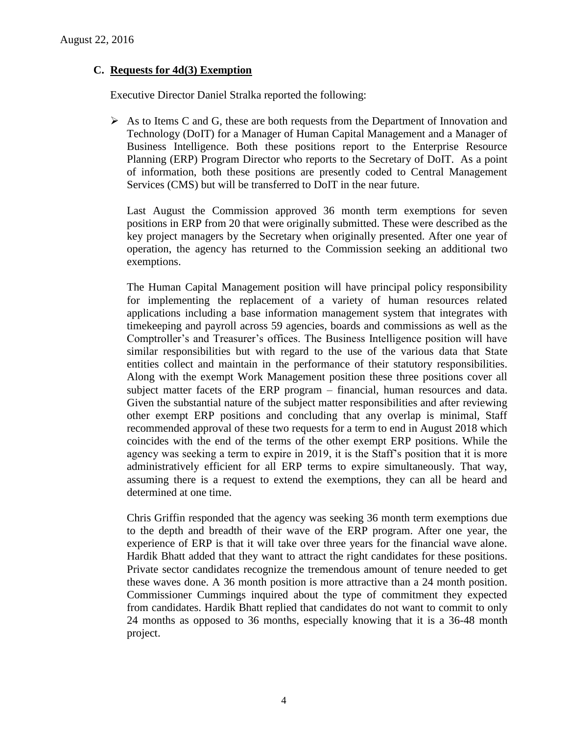August 22, 2016

### C. Requests for 4d(3) Exemption

Executive Director Daniel Stralka reported the following:

- As to Items C and G, these are both requests from the Department of Innovation and Technology (DoIT) for a Manager of Human Capital Management and a Manager of Business Intelligence. Both these positions report to the Enterprise Resource Planning (ERP) Program Director who reports to the Secretary of DoIT. As a point of information, both these positions are presently coded to Central Management Services (CMS) but will be transferred to DoIT in the near future.

  Last August the Commission approved 36 month term exemptions for seven positions in ERP from 20 that were originally submitted. These were described as the key project managers by the Secretary when originally presented. After one year of operation, the agency has returned to the Commission seeking an additional two exemptions.

  The Human Capital Management position will have principal policy responsibility for implementing the replacement of a variety of human resources related applications including a base information management system that integrates with timekeeping and payroll across 59 agencies, boards and commissions as well as the Comptroller's and Treasurer's offices. The Business Intelligence position will have similar responsibilities but with regard to the use of the various data that State entities collect and maintain in the performance of their statutory responsibilities. Along with the exempt Work Management position these three positions cover all subject matter facets of the ERP program – financial, human resources and data. Given the substantial nature of the subject matter responsibilities and after reviewing other exempt ERP positions and concluding that any overlap is minimal, Staff recommended approval of these two requests for a term to end in August 2018 which coincides with the end of the terms of the other exempt ERP positions. While the agency was seeking a term to expire in 2019, it is the Staff's position that it is more administratively efficient for all ERP terms to expire simultaneously. That way, assuming there is a request to extend the exemptions, they can all be heard and determined at one time.

  Chris Griffin responded that the agency was seeking 36 month term exemptions due to the depth and breadth of their wave of the ERP program. After one year, the experience of ERP is that it will take over three years for the financial wave alone. Hardik Bhatt added that they want to attract the right candidates for these positions. Private sector candidates recognize the tremendous amount of tenure needed to get these waves done. A 36 month position is more attractive than a 24 month position. Commissioner Cummings inquired about the type of commitment they expected from candidates. Hardik Bhatt replied that candidates do not want to commit to only 24 months as opposed to 36 months, especially knowing that it is a 36-48 month project.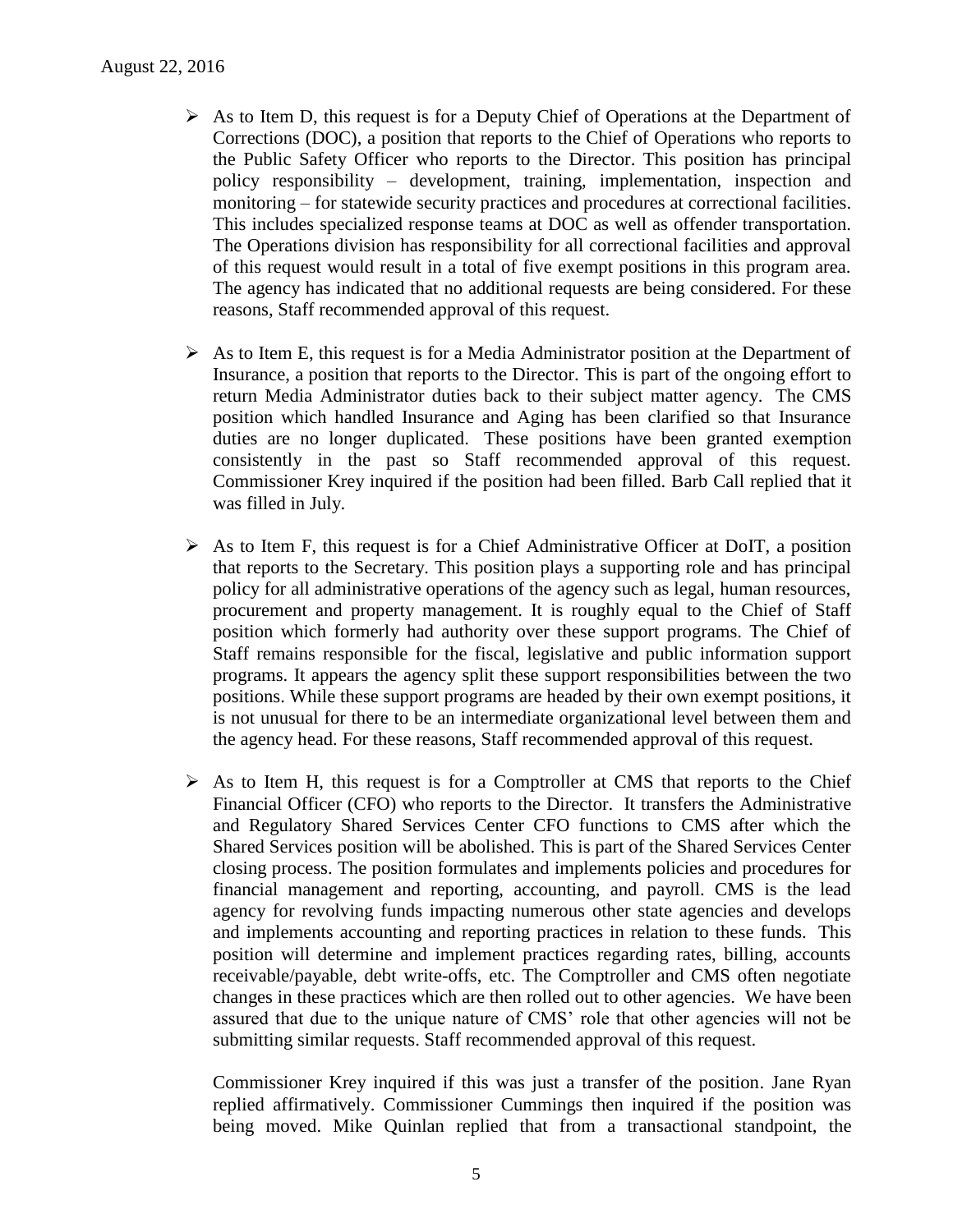- As to Item D, this request is for a Deputy Chief of Operations at the Department of Corrections (DOC), a position that reports to the Chief of Operations who reports to the Public Safety Officer who reports to the Director. This position has principal policy responsibility – development, training, implementation, inspection and monitoring – for statewide security practices and procedures at correctional facilities. This includes specialized response teams at DOC as well as offender transportation. The Operations division has responsibility for all correctional facilities and approval of this request would result in a total of five exempt positions in this program area. The agency has indicated that no additional requests are being considered. For these reasons, Staff recommended approval of this request.

- As to Item E, this request is for a Media Administrator position at the Department of Insurance, a position that reports to the Director. This is part of the ongoing effort to return Media Administrator duties back to their subject matter agency. The CMS position which handled Insurance and Aging has been clarified so that Insurance duties are no longer duplicated. These positions have been granted exemption consistently in the past so Staff recommended approval of this request. Commissioner Krey inquired if the position had been filled. Barb Call replied that it was filled in July.

- As to Item F, this request is for a Chief Administrative Officer at DoIT, a position that reports to the Secretary. This position plays a supporting role and has principal policy for all administrative operations of the agency such as legal, human resources, procurement and property management. It is roughly equal to the Chief of Staff position which formerly had authority over these support programs. The Chief of Staff remains responsible for the fiscal, legislative and public information support programs. It appears the agency split these support responsibilities between the two positions. While these support programs are headed by their own exempt positions, it is not unusual for there to be an intermediate organizational level between them and the agency head. For these reasons, Staff recommended approval of this request.

- As to Item H, this request is for a Comptroller at CMS that reports to the Chief Financial Officer (CFO) who reports to the Director. It transfers the Administrative and Regulatory Shared Services Center CFO functions to CMS after which the Shared Services position will be abolished. This is part of the Shared Services Center closing process. The position formulates and implements policies and procedures for financial management and reporting, accounting, and payroll. CMS is the lead agency for revolving funds impacting numerous other state agencies and develops and implements accounting and reporting practices in relation to these funds. This position will determine and implement practices regarding rates, billing, accounts receivable/payable, debt write-offs, etc. The Comptroller and CMS often negotiate changes in these practices which are then rolled out to other agencies. We have been assured that due to the unique nature of CMS' role that other agencies will not be submitting similar requests. Staff recommended approval of this request.

  Commissioner Krey inquired if this was just a transfer of the position. Jane Ryan replied affirmatively. Commissioner Cummings then inquired if the position was being moved. Mike Quinlan replied that from a transactional standpoint, the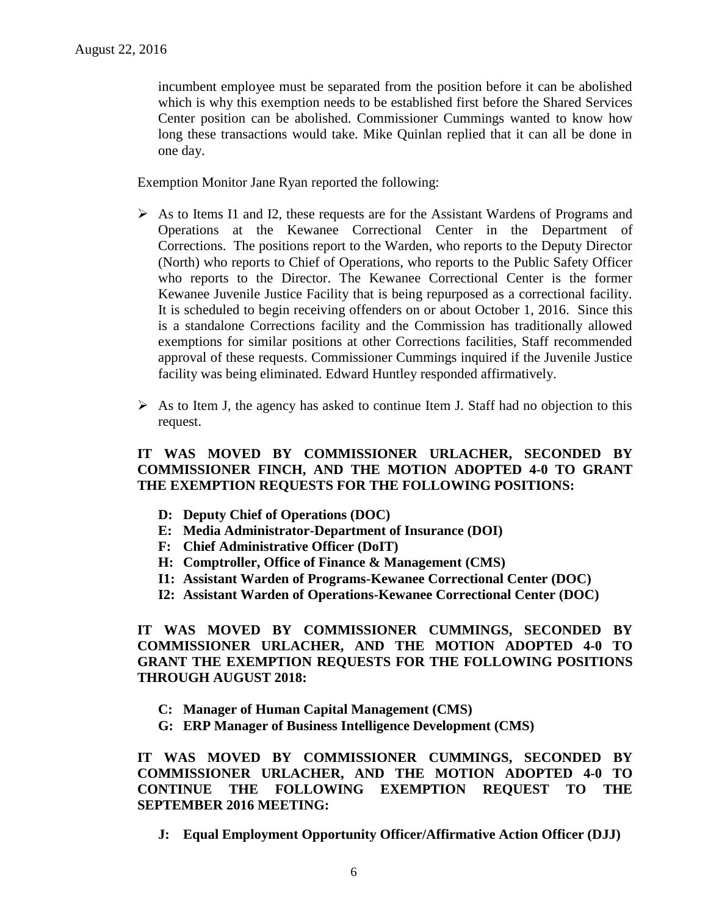incumbent employee must be separated from the position before it can be abolished which is why this exemption needs to be established first before the Shared Services Center position can be abolished. Commissioner Cummings wanted to know how long these transactions would take. Mike Quinlan replied that it can all be done in one day.

Exemption Monitor Jane Ryan reported the following:

- As to Items I1 and I2, these requests are for the Assistant Wardens of Programs and Operations at the Kewanee Correctional Center in the Department of Corrections. The positions report to the Warden, who reports to the Deputy Director (North) who reports to Chief of Operations, who reports to the Public Safety Officer who reports to the Director. The Kewanee Correctional Center is the former Kewanee Juvenile Justice Facility that is being repurposed as a correctional facility. It is scheduled to begin receiving offenders on or about October 1, 2016. Since this is a standalone Corrections facility and the Commission has traditionally allowed exemptions for similar positions at other Corrections facilities, Staff recommended approval of these requests. Commissioner Cummings inquired if the Juvenile Justice facility was being eliminated. Edward Huntley responded affirmatively.

- As to Item J, the agency has asked to continue Item J. Staff had no objection to this request.

**IT WAS MOVED BY COMMISSIONER URLACHER, SECONDED BY COMMISSIONER FINCH, AND THE MOTION ADOPTED 4-0 TO GRANT THE EXEMPTION REQUESTS FOR THE FOLLOWING POSITIONS:**

- **D: Deputy Chief of Operations (DOC)**
- **E: Media Administrator-Department of Insurance (DOI)**
- **F: Chief Administrative Officer (DoIT)**
- **H: Comptroller, Office of Finance & Management (CMS)**
- **I1: Assistant Warden of Programs-Kewanee Correctional Center (DOC)**
- **I2: Assistant Warden of Operations-Kewanee Correctional Center (DOC)**

**IT WAS MOVED BY COMMISSIONER CUMMINGS, SECONDED BY COMMISSIONER URLACHER, AND THE MOTION ADOPTED 4-0 TO GRANT THE EXEMPTION REQUESTS FOR THE FOLLOWING POSITIONS THROUGH AUGUST 2018:**

- **C: Manager of Human Capital Management (CMS)**
- **G: ERP Manager of Business Intelligence Development (CMS)**

**IT WAS MOVED BY COMMISSIONER CUMMINGS, SECONDED BY COMMISSIONER URLACHER, AND THE MOTION ADOPTED 4-0 TO CONTINUE THE FOLLOWING EXEMPTION REQUEST TO THE SEPTEMBER 2016 MEETING:**

- **J: Equal Employment Opportunity Officer/Affirmative Action Officer (DJJ)**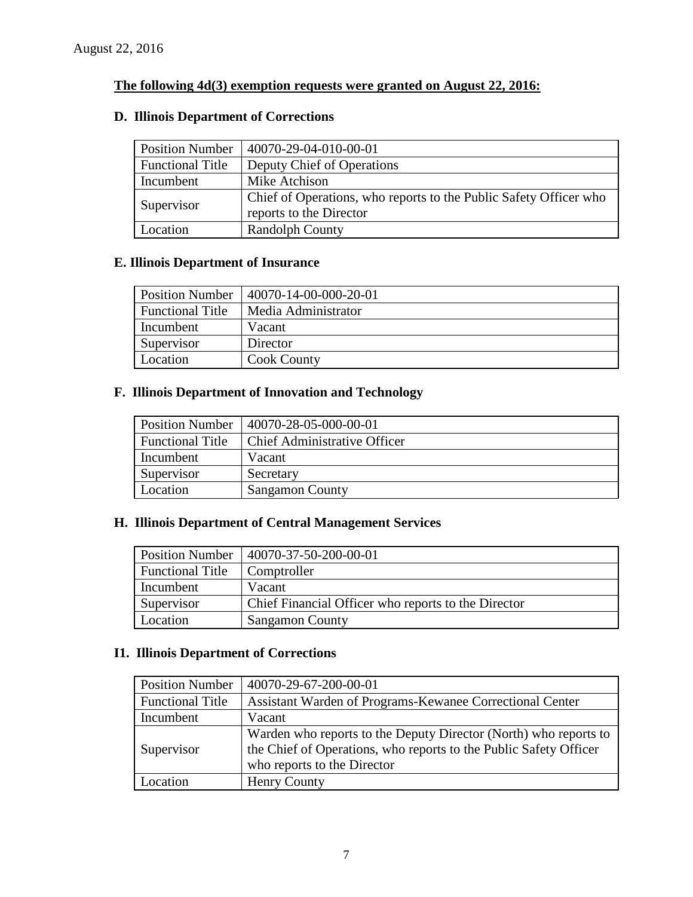August 22, 2016

**The following 4d(3) exemption requests were granted on August 22, 2016:**

### D. Illinois Department of Corrections

| Position Number | 40070-29-04-010-00-01 |
|---|---|
| Functional Title | Deputy Chief of Operations |
| Incumbent | Mike Atchison |
| Supervisor | Chief of Operations, who reports to the Public Safety Officer who reports to the Director |
| Location | Randolph County |

### E. Illinois Department of Insurance

| Position Number | 40070-14-00-000-20-01 |
|---|---|
| Functional Title | Media Administrator |
| Incumbent | Vacant |
| Supervisor | Director |
| Location | Cook County |

### F. Illinois Department of Innovation and Technology

| Position Number | 40070-28-05-000-00-01 |
|---|---|
| Functional Title | Chief Administrative Officer |
| Incumbent | Vacant |
| Supervisor | Secretary |
| Location | Sangamon County |

### H. Illinois Department of Central Management Services

| Position Number | 40070-37-50-200-00-01 |
|---|---|
| Functional Title | Comptroller |
| Incumbent | Vacant |
| Supervisor | Chief Financial Officer who reports to the Director |
| Location | Sangamon County |

### I1. Illinois Department of Corrections

| Position Number | 40070-29-67-200-00-01 |
|---|---|
| Functional Title | Assistant Warden of Programs-Kewanee Correctional Center |
| Incumbent | Vacant |
| Supervisor | Warden who reports to the Deputy Director (North) who reports to the Chief of Operations, who reports to the Public Safety Officer who reports to the Director |
| Location | Henry County |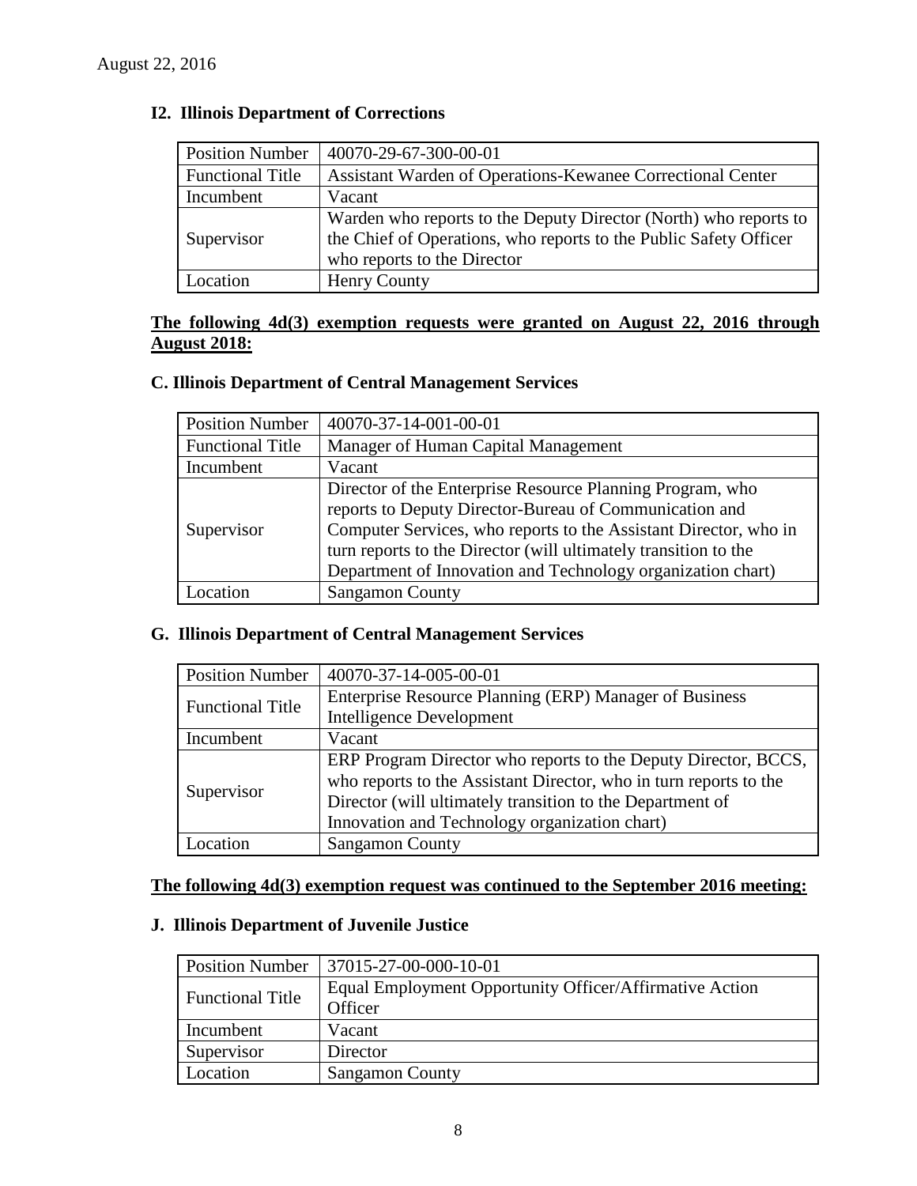### I2. Illinois Department of Corrections

| Position Number | 40070-29-67-300-00-01 |
|---|---|
| Functional Title | Assistant Warden of Operations-Kewanee Correctional Center |
| Incumbent | Vacant |
| Supervisor | Warden who reports to the Deputy Director (North) who reports to the Chief of Operations, who reports to the Public Safety Officer who reports to the Director |
| Location | Henry County |

**The following 4d(3) exemption requests were granted on August 22, 2016 through August 2018:**

### C. Illinois Department of Central Management Services

| Position Number | 40070-37-14-001-00-01 |
|---|---|
| Functional Title | Manager of Human Capital Management |
| Incumbent | Vacant |
| Supervisor | Director of the Enterprise Resource Planning Program, who reports to Deputy Director-Bureau of Communication and Computer Services, who reports to the Assistant Director, who in turn reports to the Director (will ultimately transition to the Department of Innovation and Technology organization chart) |
| Location | Sangamon County |

### G. Illinois Department of Central Management Services

| Position Number | 40070-37-14-005-00-01 |
|---|---|
| Functional Title | Enterprise Resource Planning (ERP) Manager of Business Intelligence Development |
| Incumbent | Vacant |
| Supervisor | ERP Program Director who reports to the Deputy Director, BCCS, who reports to the Assistant Director, who in turn reports to the Director (will ultimately transition to the Department of Innovation and Technology organization chart) |
| Location | Sangamon County |

**The following 4d(3) exemption request was continued to the September 2016 meeting:**

### J. Illinois Department of Juvenile Justice

| Position Number | 37015-27-00-000-10-01 |
|---|---|
| Functional Title | Equal Employment Opportunity Officer/Affirmative Action Officer |
| Incumbent | Vacant |
| Supervisor | Director |
| Location | Sangamon County |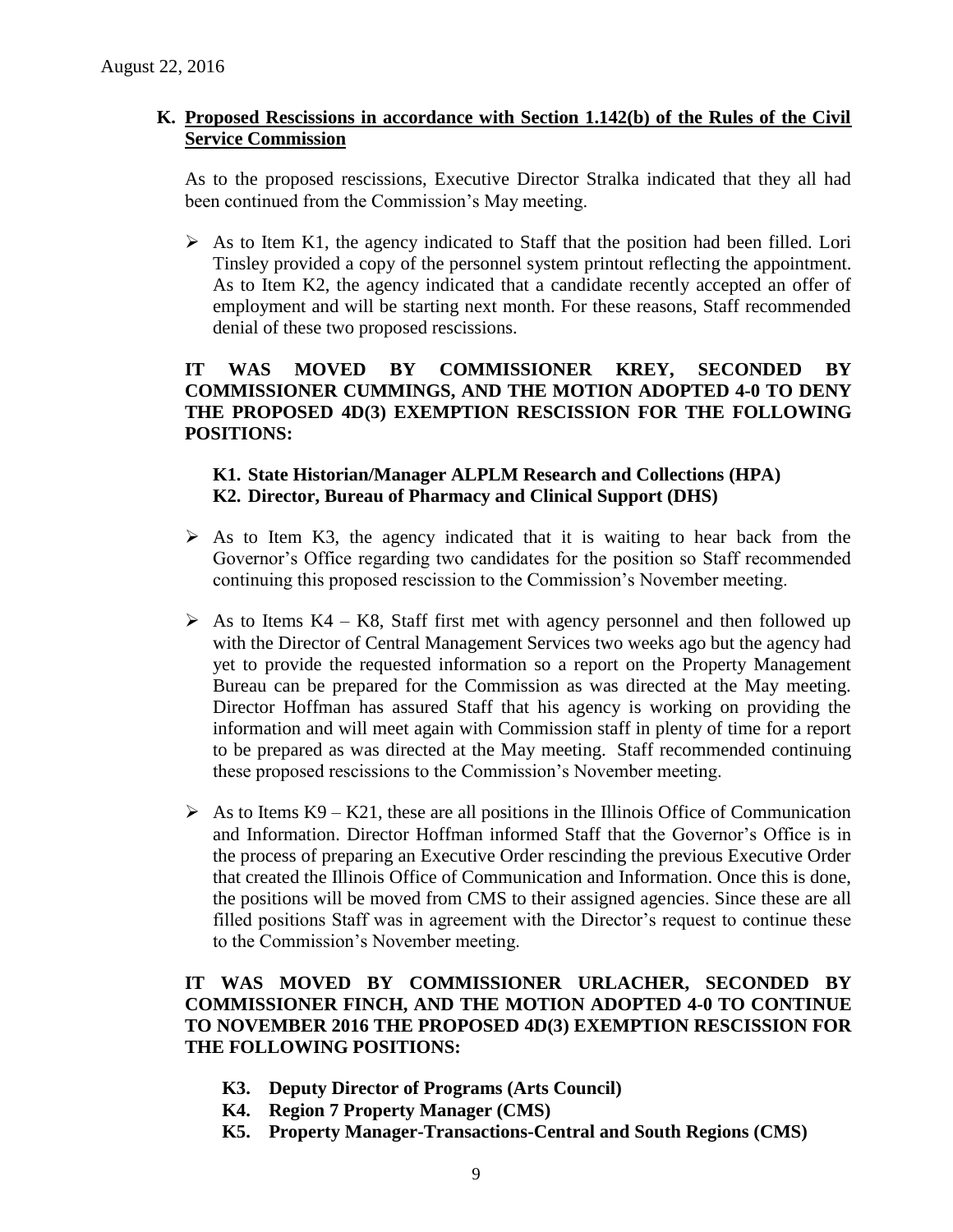## K. Proposed Rescissions in accordance with Section 1.142(b) of the Rules of the Civil Service Commission

As to the proposed rescissions, Executive Director Stralka indicated that they all had been continued from the Commission's May meeting.

- As to Item K1, the agency indicated to Staff that the position had been filled. Lori Tinsley provided a copy of the personnel system printout reflecting the appointment. As to Item K2, the agency indicated that a candidate recently accepted an offer of employment and will be starting next month. For these reasons, Staff recommended denial of these two proposed rescissions.

**IT WAS MOVED BY COMMISSIONER KREY, SECONDED BY COMMISSIONER CUMMINGS, AND THE MOTION ADOPTED 4-0 TO DENY THE PROPOSED 4D(3) EXEMPTION RESCISSION FOR THE FOLLOWING POSITIONS:**

**K1. State Historian/Manager ALPLM Research and Collections (HPA)**
**K2. Director, Bureau of Pharmacy and Clinical Support (DHS)**

- As to Item K3, the agency indicated that it is waiting to hear back from the Governor's Office regarding two candidates for the position so Staff recommended continuing this proposed rescission to the Commission's November meeting.

- As to Items K4 – K8, Staff first met with agency personnel and then followed up with the Director of Central Management Services two weeks ago but the agency had yet to provide the requested information so a report on the Property Management Bureau can be prepared for the Commission as was directed at the May meeting. Director Hoffman has assured Staff that his agency is working on providing the information and will meet again with Commission staff in plenty of time for a report to be prepared as was directed at the May meeting. Staff recommended continuing these proposed rescissions to the Commission's November meeting.

- As to Items K9 – K21, these are all positions in the Illinois Office of Communication and Information. Director Hoffman informed Staff that the Governor's Office is in the process of preparing an Executive Order rescinding the previous Executive Order that created the Illinois Office of Communication and Information. Once this is done, the positions will be moved from CMS to their assigned agencies. Since these are all filled positions Staff was in agreement with the Director's request to continue these to the Commission's November meeting.

**IT WAS MOVED BY COMMISSIONER URLACHER, SECONDED BY COMMISSIONER FINCH, AND THE MOTION ADOPTED 4-0 TO CONTINUE TO NOVEMBER 2016 THE PROPOSED 4D(3) EXEMPTION RESCISSION FOR THE FOLLOWING POSITIONS:**

**K3. Deputy Director of Programs (Arts Council)**
**K4. Region 7 Property Manager (CMS)**
**K5. Property Manager-Transactions-Central and South Regions (CMS)**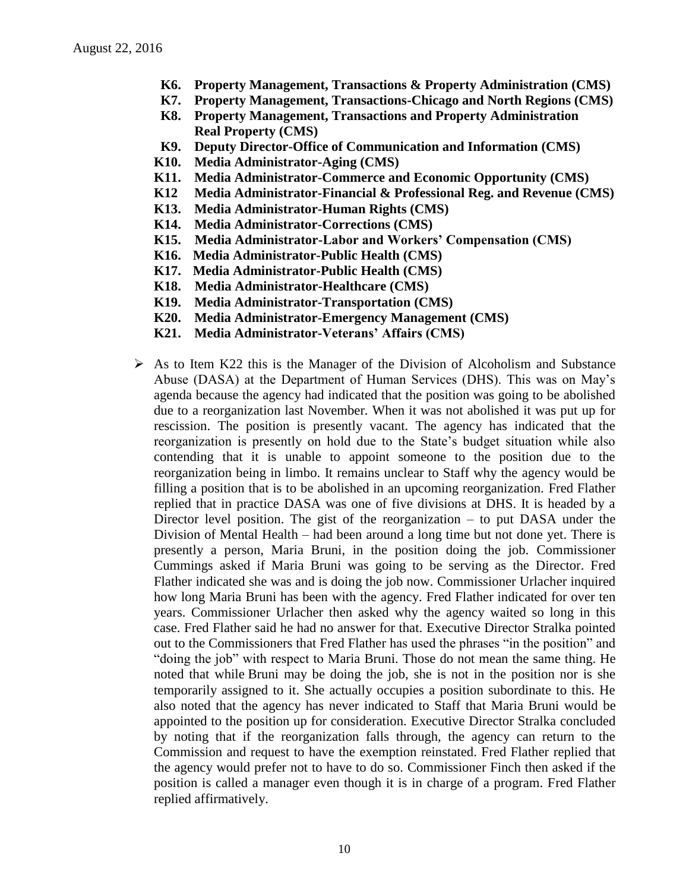- **K6. Property Management, Transactions & Property Administration (CMS)**
- **K7. Property Management, Transactions-Chicago and North Regions (CMS)**
- **K8. Property Management, Transactions and Property Administration Real Property (CMS)**
- **K9. Deputy Director-Office of Communication and Information (CMS)**
- **K10. Media Administrator-Aging (CMS)**
- **K11. Media Administrator-Commerce and Economic Opportunity (CMS)**
- **K12 Media Administrator-Financial & Professional Reg. and Revenue (CMS)**
- **K13. Media Administrator-Human Rights (CMS)**
- **K14. Media Administrator-Corrections (CMS)**
- **K15. Media Administrator-Labor and Workers' Compensation (CMS)**
- **K16. Media Administrator-Public Health (CMS)**
- **K17. Media Administrator-Public Health (CMS)**
- **K18. Media Administrator-Healthcare (CMS)**
- **K19. Media Administrator-Transportation (CMS)**
- **K20. Media Administrator-Emergency Management (CMS)**
- **K21. Media Administrator-Veterans' Affairs (CMS)**

- As to Item K22 this is the Manager of the Division of Alcoholism and Substance Abuse (DASA) at the Department of Human Services (DHS). This was on May's agenda because the agency had indicated that the position was going to be abolished due to a reorganization last November. When it was not abolished it was put up for rescission. The position is presently vacant. The agency has indicated that the reorganization is presently on hold due to the State's budget situation while also contending that it is unable to appoint someone to the position due to the reorganization being in limbo. It remains unclear to Staff why the agency would be filling a position that is to be abolished in an upcoming reorganization. Fred Flather replied that in practice DASA was one of five divisions at DHS. It is headed by a Director level position. The gist of the reorganization – to put DASA under the Division of Mental Health – had been around a long time but not done yet. There is presently a person, Maria Bruni, in the position doing the job. Commissioner Cummings asked if Maria Bruni was going to be serving as the Director. Fred Flather indicated she was and is doing the job now. Commissioner Urlacher inquired how long Maria Bruni has been with the agency. Fred Flather indicated for over ten years. Commissioner Urlacher then asked why the agency waited so long in this case. Fred Flather said he had no answer for that. Executive Director Stralka pointed out to the Commissioners that Fred Flather has used the phrases "in the position" and "doing the job" with respect to Maria Bruni. Those do not mean the same thing. He noted that while Bruni may be doing the job, she is not in the position nor is she temporarily assigned to it. She actually occupies a position subordinate to this. He also noted that the agency has never indicated to Staff that Maria Bruni would be appointed to the position up for consideration. Executive Director Stralka concluded by noting that if the reorganization falls through, the agency can return to the Commission and request to have the exemption reinstated. Fred Flather replied that the agency would prefer not to have to do so. Commissioner Finch then asked if the position is called a manager even though it is in charge of a program. Fred Flather replied affirmatively.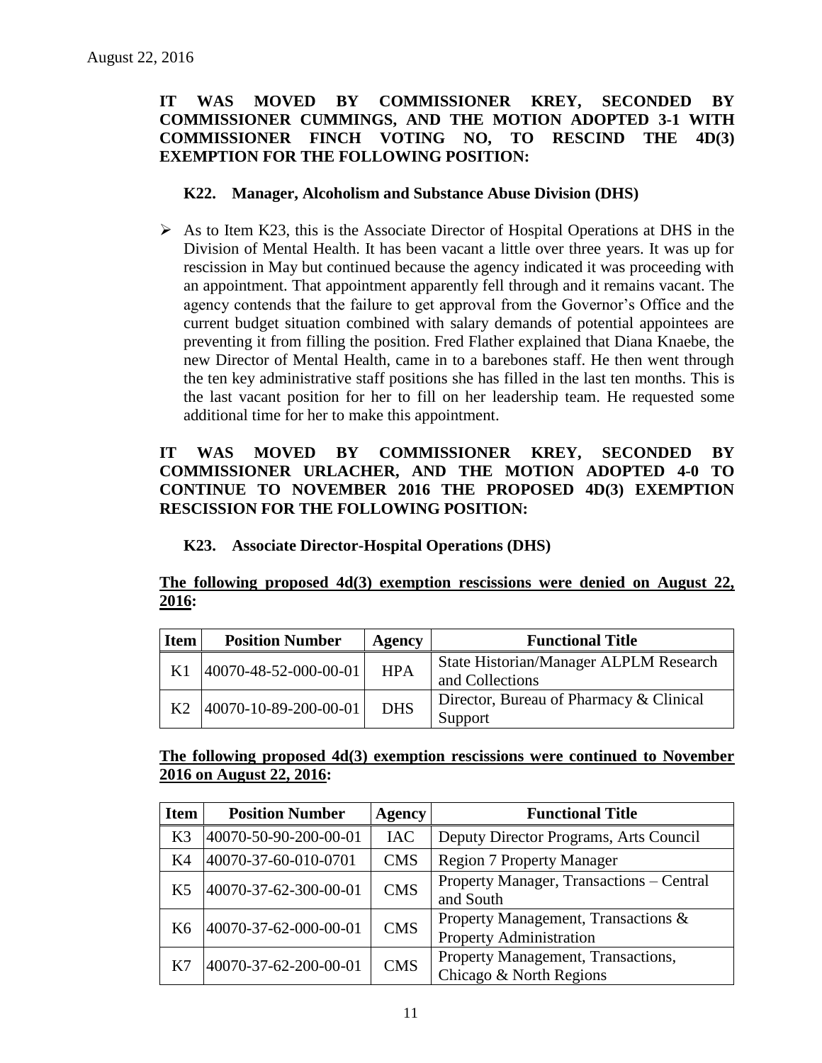**IT WAS MOVED BY COMMISSIONER KREY, SECONDED BY COMMISSIONER CUMMINGS, AND THE MOTION ADOPTED 3-1 WITH COMMISSIONER FINCH VOTING NO, TO RESCIND THE 4D(3) EXEMPTION FOR THE FOLLOWING POSITION:**

**K22. Manager, Alcoholism and Substance Abuse Division (DHS)**

- As to Item K23, this is the Associate Director of Hospital Operations at DHS in the Division of Mental Health. It has been vacant a little over three years. It was up for rescission in May but continued because the agency indicated it was proceeding with an appointment. That appointment apparently fell through and it remains vacant. The agency contends that the failure to get approval from the Governor's Office and the current budget situation combined with salary demands of potential appointees are preventing it from filling the position. Fred Flather explained that Diana Knaebe, the new Director of Mental Health, came in to a barebones staff. He then went through the ten key administrative staff positions she has filled in the last ten months. This is the last vacant position for her to fill on her leadership team. He requested some additional time for her to make this appointment.

**IT WAS MOVED BY COMMISSIONER KREY, SECONDED BY COMMISSIONER URLACHER, AND THE MOTION ADOPTED 4-0 TO CONTINUE TO NOVEMBER 2016 THE PROPOSED 4D(3) EXEMPTION RESCISSION FOR THE FOLLOWING POSITION:**

**K23. Associate Director-Hospital Operations (DHS)**

**The following proposed 4d(3) exemption rescissions were denied on August 22, 2016:**

| Item | Position Number | Agency | Functional Title |
|---|---|---|---|
| K1 | 40070-48-52-000-00-01 | HPA | State Historian/Manager ALPLM Research and Collections |
| K2 | 40070-10-89-200-00-01 | DHS | Director, Bureau of Pharmacy & Clinical Support |

**The following proposed 4d(3) exemption rescissions were continued to November 2016 on August 22, 2016:**

| Item | Position Number | Agency | Functional Title |
|---|---|---|---|
| K3 | 40070-50-90-200-00-01 | IAC | Deputy Director Programs, Arts Council |
| K4 | 40070-37-60-010-0701 | CMS | Region 7 Property Manager |
| K5 | 40070-37-62-300-00-01 | CMS | Property Manager, Transactions – Central and South |
| K6 | 40070-37-62-000-00-01 | CMS | Property Management, Transactions & Property Administration |
| K7 | 40070-37-62-200-00-01 | CMS | Property Management, Transactions, Chicago & North Regions |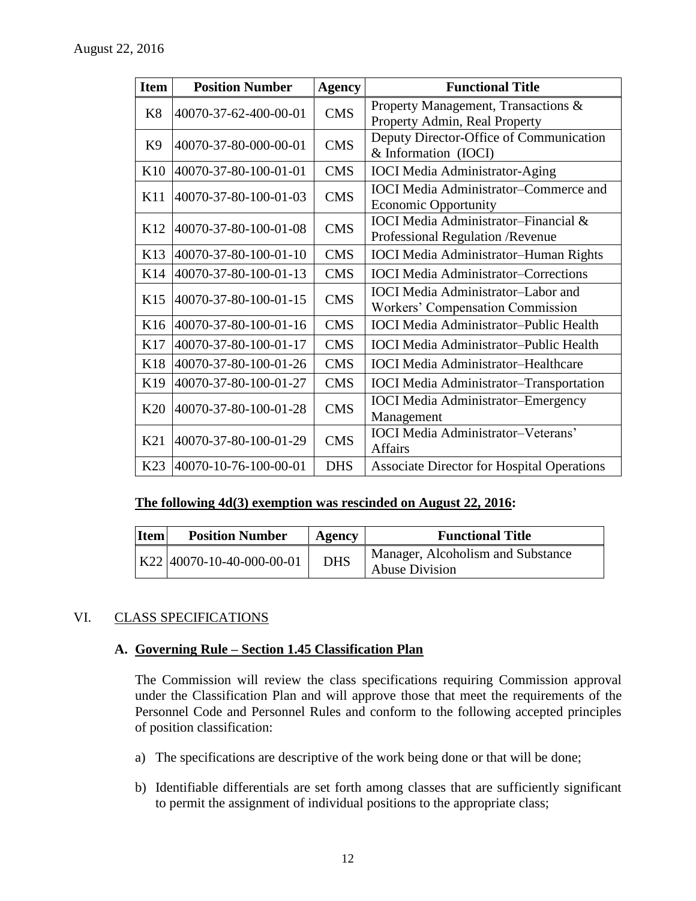August 22, 2016

| Item | Position Number | Agency | Functional Title |
|---|---|---|---|
| K8 | 40070-37-62-400-00-01 | CMS | Property Management, Transactions & Property Admin, Real Property |
| K9 | 40070-37-80-000-00-01 | CMS | Deputy Director-Office of Communication & Information (IOCI) |
| K10 | 40070-37-80-100-01-01 | CMS | IOCI Media Administrator-Aging |
| K11 | 40070-37-80-100-01-03 | CMS | IOCI Media Administrator–Commerce and Economic Opportunity |
| K12 | 40070-37-80-100-01-08 | CMS | IOCI Media Administrator–Financial & Professional Regulation /Revenue |
| K13 | 40070-37-80-100-01-10 | CMS | IOCI Media Administrator–Human Rights |
| K14 | 40070-37-80-100-01-13 | CMS | IOCI Media Administrator–Corrections |
| K15 | 40070-37-80-100-01-15 | CMS | IOCI Media Administrator–Labor and Workers' Compensation Commission |
| K16 | 40070-37-80-100-01-16 | CMS | IOCI Media Administrator–Public Health |
| K17 | 40070-37-80-100-01-17 | CMS | IOCI Media Administrator–Public Health |
| K18 | 40070-37-80-100-01-26 | CMS | IOCI Media Administrator–Healthcare |
| K19 | 40070-37-80-100-01-27 | CMS | IOCI Media Administrator–Transportation |
| K20 | 40070-37-80-100-01-28 | CMS | IOCI Media Administrator–Emergency Management |
| K21 | 40070-37-80-100-01-29 | CMS | IOCI Media Administrator–Veterans' Affairs |
| K23 | 40070-10-76-100-00-01 | DHS | Associate Director for Hospital Operations |

**The following 4d(3) exemption was rescinded on August 22, 2016:**

| Item | Position Number | Agency | Functional Title |
|---|---|---|---|
| K22 | 40070-10-40-000-00-01 | DHS | Manager, Alcoholism and Substance Abuse Division |

## VI. CLASS SPECIFICATIONS

### A. Governing Rule – Section 1.45 Classification Plan

The Commission will review the class specifications requiring Commission approval under the Classification Plan and will approve those that meet the requirements of the Personnel Code and Personnel Rules and conform to the following accepted principles of position classification:

a) The specifications are descriptive of the work being done or that will be done;

b) Identifiable differentials are set forth among classes that are sufficiently significant to permit the assignment of individual positions to the appropriate class;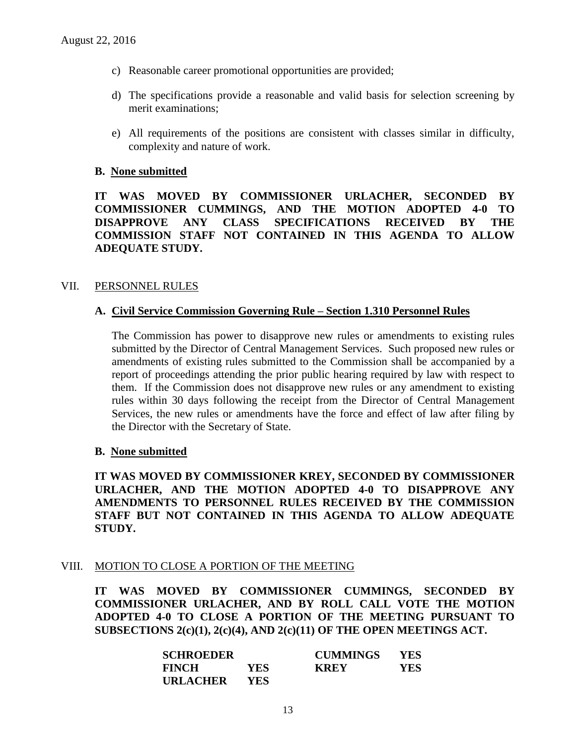August 22, 2016

c) Reasonable career promotional opportunities are provided;

d) The specifications provide a reasonable and valid basis for selection screening by merit examinations;

e) All requirements of the positions are consistent with classes similar in difficulty, complexity and nature of work.

**B. None submitted**

**IT WAS MOVED BY COMMISSIONER URLACHER, SECONDED BY COMMISSIONER CUMMINGS, AND THE MOTION ADOPTED 4-0 TO DISAPPROVE ANY CLASS SPECIFICATIONS RECEIVED BY THE COMMISSION STAFF NOT CONTAINED IN THIS AGENDA TO ALLOW ADEQUATE STUDY.**

## VII. PERSONNEL RULES

### A. Civil Service Commission Governing Rule – Section 1.310 Personnel Rules

The Commission has power to disapprove new rules or amendments to existing rules submitted by the Director of Central Management Services. Such proposed new rules or amendments of existing rules submitted to the Commission shall be accompanied by a report of proceedings attending the prior public hearing required by law with respect to them. If the Commission does not disapprove new rules or any amendment to existing rules within 30 days following the receipt from the Director of Central Management Services, the new rules or amendments have the force and effect of law after filing by the Director with the Secretary of State.

**B. None submitted**

**IT WAS MOVED BY COMMISSIONER KREY, SECONDED BY COMMISSIONER URLACHER, AND THE MOTION ADOPTED 4-0 TO DISAPPROVE ANY AMENDMENTS TO PERSONNEL RULES RECEIVED BY THE COMMISSION STAFF BUT NOT CONTAINED IN THIS AGENDA TO ALLOW ADEQUATE STUDY.**

## VIII. MOTION TO CLOSE A PORTION OF THE MEETING

**IT WAS MOVED BY COMMISSIONER CUMMINGS, SECONDED BY COMMISSIONER URLACHER, AND BY ROLL CALL VOTE THE MOTION ADOPTED 4-0 TO CLOSE A PORTION OF THE MEETING PURSUANT TO SUBSECTIONS 2(c)(1), 2(c)(4), AND 2(c)(11) OF THE OPEN MEETINGS ACT.**

| | | | |
|---|---|---|---|
| **SCHROEDER** | | **CUMMINGS** | **YES** |
| **FINCH** | **YES** | **KREY** | **YES** |
| **URLACHER** | **YES** | | |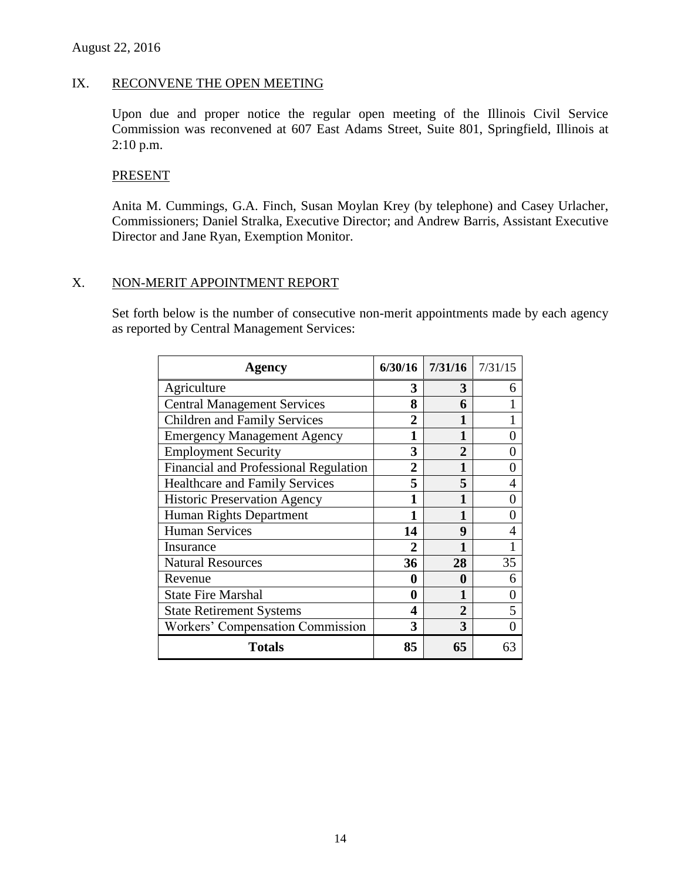August 22, 2016

## IX. RECONVENE THE OPEN MEETING

Upon due and proper notice the regular open meeting of the Illinois Civil Service Commission was reconvened at 607 East Adams Street, Suite 801, Springfield, Illinois at 2:10 p.m.

### PRESENT

Anita M. Cummings, G.A. Finch, Susan Moylan Krey (by telephone) and Casey Urlacher, Commissioners; Daniel Stralka, Executive Director; and Andrew Barris, Assistant Executive Director and Jane Ryan, Exemption Monitor.

## X. NON-MERIT APPOINTMENT REPORT

Set forth below is the number of consecutive non-merit appointments made by each agency as reported by Central Management Services:

| Agency | 6/30/16 | 7/31/16 | 7/31/15 |
|---|---|---|---|
| Agriculture | **3** | **3** | 6 |
| Central Management Services | **8** | **6** | 1 |
| Children and Family Services | **2** | **1** | 1 |
| Emergency Management Agency | **1** | **1** | 0 |
| Employment Security | **3** | **2** | 0 |
| Financial and Professional Regulation | **2** | **1** | 0 |
| Healthcare and Family Services | **5** | **5** | 4 |
| Historic Preservation Agency | **1** | **1** | 0 |
| Human Rights Department | **1** | **1** | 0 |
| Human Services | **14** | **9** | 4 |
| Insurance | **2** | **1** | 1 |
| Natural Resources | **36** | **28** | 35 |
| Revenue | **0** | **0** | 6 |
| State Fire Marshal | **0** | **1** | 0 |
| State Retirement Systems | **4** | **2** | 5 |
| Workers' Compensation Commission | **3** | **3** | 0 |
| **Totals** | **85** | **65** | 63 |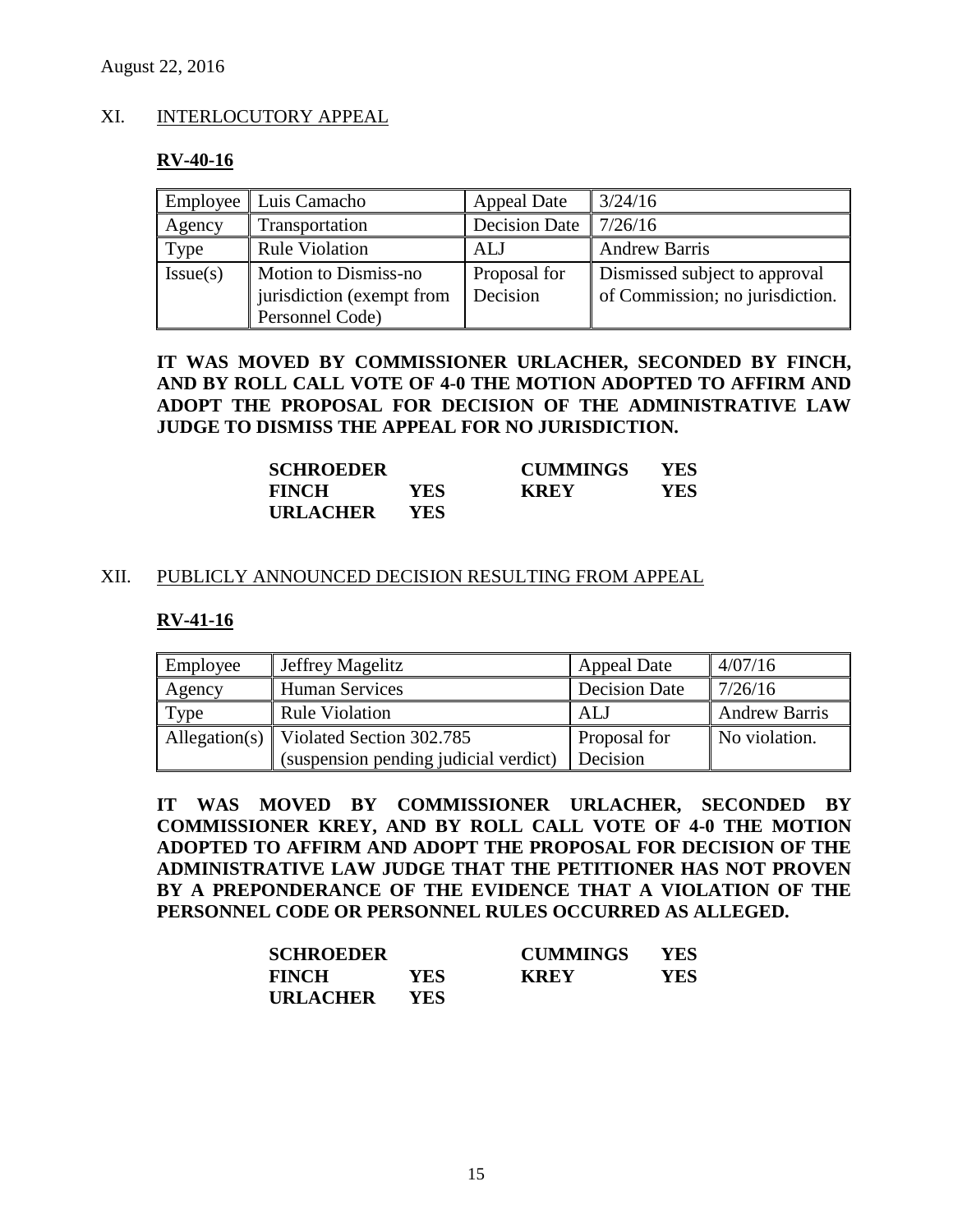August 22, 2016

## XI. INTERLOCUTORY APPEAL

### RV-40-16

| Employee | Luis Camacho | Appeal Date | 3/24/16 |
|---|---|---|---|
| Agency | Transportation | Decision Date | 7/26/16 |
| Type | Rule Violation | ALJ | Andrew Barris |
| Issue(s) | Motion to Dismiss-no jurisdiction (exempt from Personnel Code) | Proposal for Decision | Dismissed subject to approval of Commission; no jurisdiction. |

**IT WAS MOVED BY COMMISSIONER URLACHER, SECONDED BY FINCH, AND BY ROLL CALL VOTE OF 4-0 THE MOTION ADOPTED TO AFFIRM AND ADOPT THE PROPOSAL FOR DECISION OF THE ADMINISTRATIVE LAW JUDGE TO DISMISS THE APPEAL FOR NO JURISDICTION.**

| | | | |
|---|---|---|---|
| **SCHROEDER** | | **CUMMINGS** | **YES** |
| **FINCH** | **YES** | **KREY** | **YES** |
| **URLACHER** | **YES** | | |

## XII. PUBLICLY ANNOUNCED DECISION RESULTING FROM APPEAL

### RV-41-16

| Employee | Jeffrey Magelitz | Appeal Date | 4/07/16 |
|---|---|---|---|
| Agency | Human Services | Decision Date | 7/26/16 |
| Type | Rule Violation | ALJ | Andrew Barris |
| Allegation(s) | Violated Section 302.785 (suspension pending judicial verdict) | Proposal for Decision | No violation. |

**IT WAS MOVED BY COMMISSIONER URLACHER, SECONDED BY COMMISSIONER KREY, AND BY ROLL CALL VOTE OF 4-0 THE MOTION ADOPTED TO AFFIRM AND ADOPT THE PROPOSAL FOR DECISION OF THE ADMINISTRATIVE LAW JUDGE THAT THE PETITIONER HAS NOT PROVEN BY A PREPONDERANCE OF THE EVIDENCE THAT A VIOLATION OF THE PERSONNEL CODE OR PERSONNEL RULES OCCURRED AS ALLEGED.**

| | | | |
|---|---|---|---|
| **SCHROEDER** | | **CUMMINGS** | **YES** |
| **FINCH** | **YES** | **KREY** | **YES** |
| **URLACHER** | **YES** | | |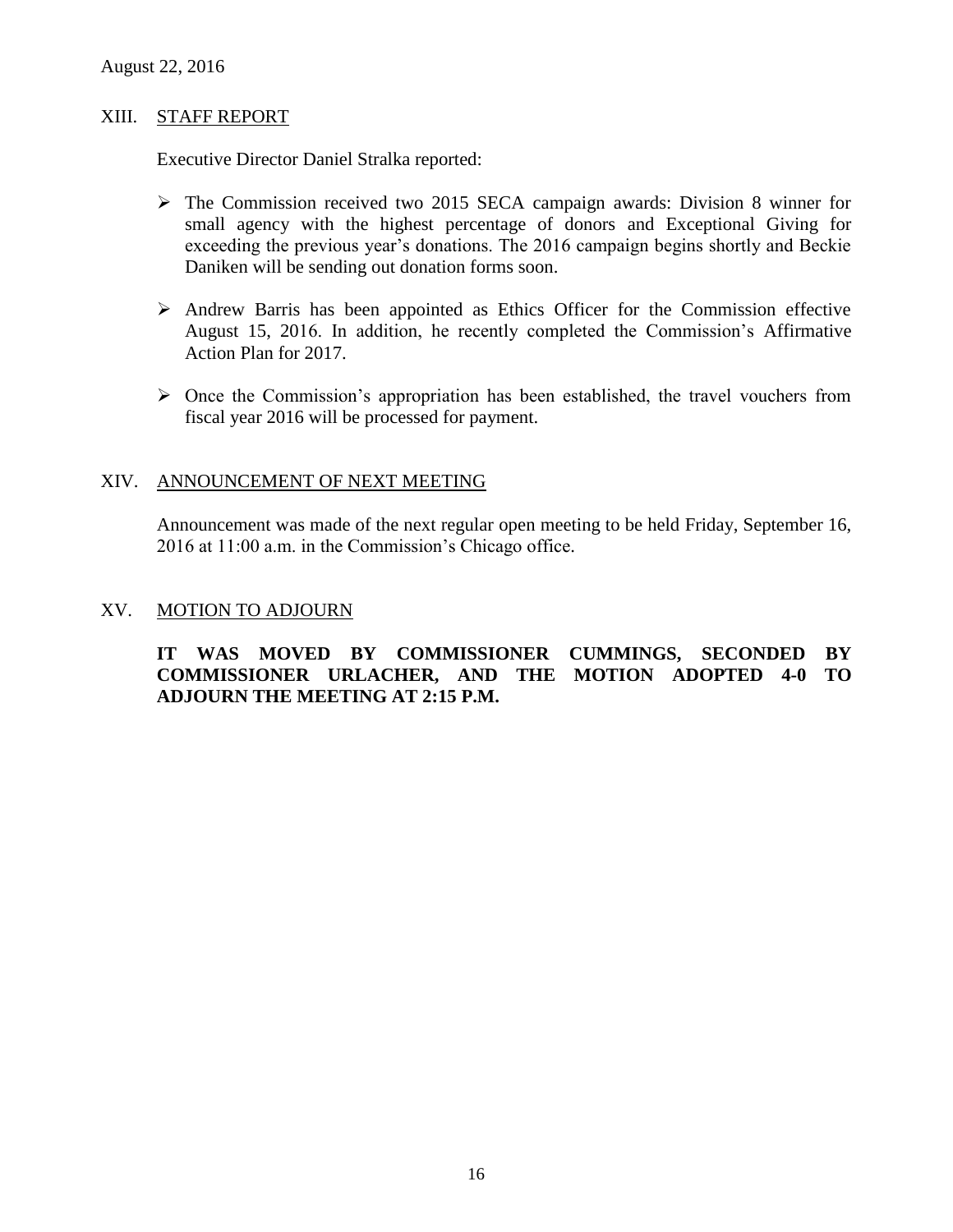## XIII. STAFF REPORT

Executive Director Daniel Stralka reported:

- The Commission received two 2015 SECA campaign awards: Division 8 winner for small agency with the highest percentage of donors and Exceptional Giving for exceeding the previous year's donations. The 2016 campaign begins shortly and Beckie Daniken will be sending out donation forms soon.
- Andrew Barris has been appointed as Ethics Officer for the Commission effective August 15, 2016. In addition, he recently completed the Commission's Affirmative Action Plan for 2017.
- Once the Commission's appropriation has been established, the travel vouchers from fiscal year 2016 will be processed for payment.

## XIV. ANNOUNCEMENT OF NEXT MEETING

Announcement was made of the next regular open meeting to be held Friday, September 16, 2016 at 11:00 a.m. in the Commission's Chicago office.

## XV. MOTION TO ADJOURN

**IT WAS MOVED BY COMMISSIONER CUMMINGS, SECONDED BY COMMISSIONER URLACHER, AND THE MOTION ADOPTED 4-0 TO ADJOURN THE MEETING AT 2:15 P.M.**